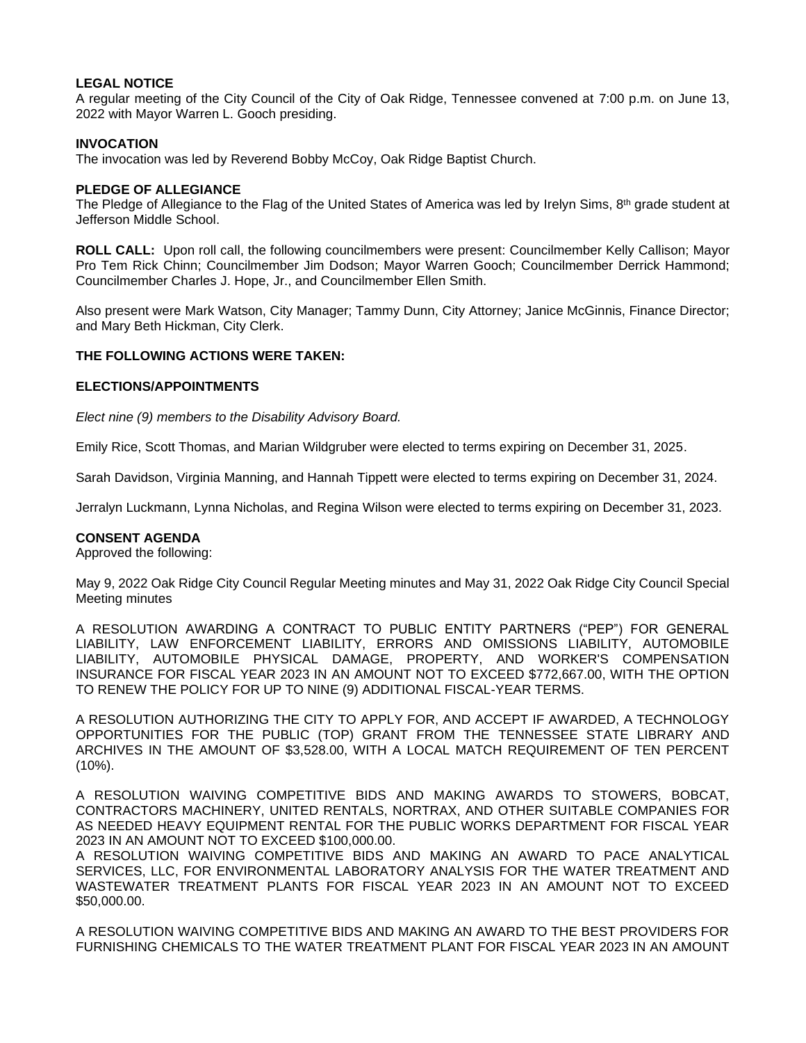**LEGAL NOTICE**
A regular meeting of the City Council of the City of Oak Ridge, Tennessee convened at 7:00 p.m. on June 13, 2022 with Mayor Warren L. Gooch presiding.

**INVOCATION**
The invocation was led by Reverend Bobby McCoy, Oak Ridge Baptist Church.

**PLEDGE OF ALLEGIANCE**
The Pledge of Allegiance to the Flag of the United States of America was led by Irelyn Sims, 8th grade student at Jefferson Middle School.

**ROLL CALL:** Upon roll call, the following councilmembers were present: Councilmember Kelly Callison; Mayor Pro Tem Rick Chinn; Councilmember Jim Dodson; Mayor Warren Gooch; Councilmember Derrick Hammond; Councilmember Charles J. Hope, Jr., and Councilmember Ellen Smith.

Also present were Mark Watson, City Manager; Tammy Dunn, City Attorney; Janice McGinnis, Finance Director; and Mary Beth Hickman, City Clerk.

**THE FOLLOWING ACTIONS WERE TAKEN:**

**ELECTIONS/APPOINTMENTS**

*Elect nine (9) members to the Disability Advisory Board.*

Emily Rice, Scott Thomas, and Marian Wildgruber were elected to terms expiring on December 31, 2025.

Sarah Davidson, Virginia Manning, and Hannah Tippett were elected to terms expiring on December 31, 2024.

Jerralyn Luckmann, Lynna Nicholas, and Regina Wilson were elected to terms expiring on December 31, 2023.

**CONSENT AGENDA**
Approved the following:

May 9, 2022 Oak Ridge City Council Regular Meeting minutes and May 31, 2022 Oak Ridge City Council Special Meeting minutes

A RESOLUTION AWARDING A CONTRACT TO PUBLIC ENTITY PARTNERS ("PEP") FOR GENERAL LIABILITY, LAW ENFORCEMENT LIABILITY, ERRORS AND OMISSIONS LIABILITY, AUTOMOBILE LIABILITY, AUTOMOBILE PHYSICAL DAMAGE, PROPERTY, AND WORKER'S COMPENSATION INSURANCE FOR FISCAL YEAR 2023 IN AN AMOUNT NOT TO EXCEED $772,667.00, WITH THE OPTION TO RENEW THE POLICY FOR UP TO NINE (9) ADDITIONAL FISCAL-YEAR TERMS.

A RESOLUTION AUTHORIZING THE CITY TO APPLY FOR, AND ACCEPT IF AWARDED, A TECHNOLOGY OPPORTUNITIES FOR THE PUBLIC (TOP) GRANT FROM THE TENNESSEE STATE LIBRARY AND ARCHIVES IN THE AMOUNT OF $3,528.00, WITH A LOCAL MATCH REQUIREMENT OF TEN PERCENT (10%).

A RESOLUTION WAIVING COMPETITIVE BIDS AND MAKING AWARDS TO STOWERS, BOBCAT, CONTRACTORS MACHINERY, UNITED RENTALS, NORTRAX, AND OTHER SUITABLE COMPANIES FOR AS NEEDED HEAVY EQUIPMENT RENTAL FOR THE PUBLIC WORKS DEPARTMENT FOR FISCAL YEAR 2023 IN AN AMOUNT NOT TO EXCEED $100,000.00.

A RESOLUTION WAIVING COMPETITIVE BIDS AND MAKING AN AWARD TO PACE ANALYTICAL SERVICES, LLC, FOR ENVIRONMENTAL LABORATORY ANALYSIS FOR THE WATER TREATMENT AND WASTEWATER TREATMENT PLANTS FOR FISCAL YEAR 2023 IN AN AMOUNT NOT TO EXCEED $50,000.00.

A RESOLUTION WAIVING COMPETITIVE BIDS AND MAKING AN AWARD TO THE BEST PROVIDERS FOR FURNISHING CHEMICALS TO THE WATER TREATMENT PLANT FOR FISCAL YEAR 2023 IN AN AMOUNT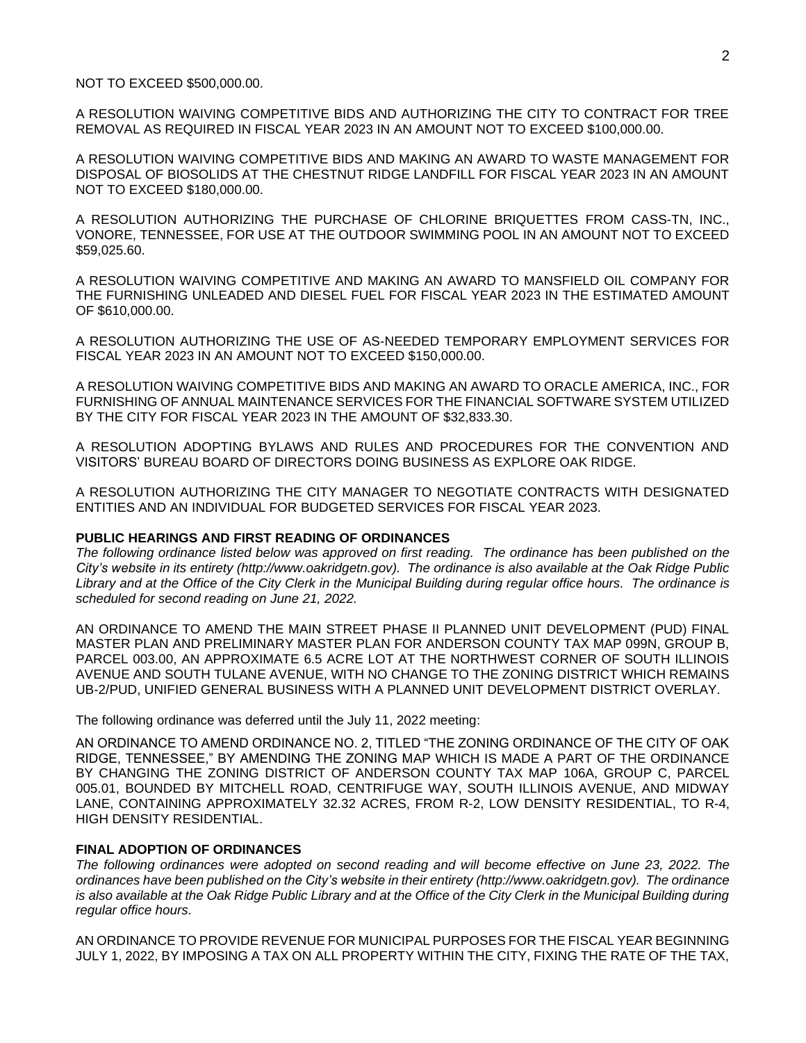NOT TO EXCEED $500,000.00.

A RESOLUTION WAIVING COMPETITIVE BIDS AND AUTHORIZING THE CITY TO CONTRACT FOR TREE REMOVAL AS REQUIRED IN FISCAL YEAR 2023 IN AN AMOUNT NOT TO EXCEED $100,000.00.

A RESOLUTION WAIVING COMPETITIVE BIDS AND MAKING AN AWARD TO WASTE MANAGEMENT FOR DISPOSAL OF BIOSOLIDS AT THE CHESTNUT RIDGE LANDFILL FOR FISCAL YEAR 2023 IN AN AMOUNT NOT TO EXCEED $180,000.00.

A RESOLUTION AUTHORIZING THE PURCHASE OF CHLORINE BRIQUETTES FROM CASS-TN, INC., VONORE, TENNESSEE, FOR USE AT THE OUTDOOR SWIMMING POOL IN AN AMOUNT NOT TO EXCEED $59,025.60.

A RESOLUTION WAIVING COMPETITIVE AND MAKING AN AWARD TO MANSFIELD OIL COMPANY FOR THE FURNISHING UNLEADED AND DIESEL FUEL FOR FISCAL YEAR 2023 IN THE ESTIMATED AMOUNT OF $610,000.00.

A RESOLUTION AUTHORIZING THE USE OF AS-NEEDED TEMPORARY EMPLOYMENT SERVICES FOR FISCAL YEAR 2023 IN AN AMOUNT NOT TO EXCEED $150,000.00.

A RESOLUTION WAIVING COMPETITIVE BIDS AND MAKING AN AWARD TO ORACLE AMERICA, INC., FOR FURNISHING OF ANNUAL MAINTENANCE SERVICES FOR THE FINANCIAL SOFTWARE SYSTEM UTILIZED BY THE CITY FOR FISCAL YEAR 2023 IN THE AMOUNT OF $32,833.30.

A RESOLUTION ADOPTING BYLAWS AND RULES AND PROCEDURES FOR THE CONVENTION AND VISITORS' BUREAU BOARD OF DIRECTORS DOING BUSINESS AS EXPLORE OAK RIDGE.

A RESOLUTION AUTHORIZING THE CITY MANAGER TO NEGOTIATE CONTRACTS WITH DESIGNATED ENTITIES AND AN INDIVIDUAL FOR BUDGETED SERVICES FOR FISCAL YEAR 2023.

**PUBLIC HEARINGS AND FIRST READING OF ORDINANCES**

*The following ordinance listed below was approved on first reading. The ordinance has been published on the City's website in its entirety (http://www.oakridgetn.gov). The ordinance is also available at the Oak Ridge Public Library and at the Office of the City Clerk in the Municipal Building during regular office hours. The ordinance is scheduled for second reading on June 21, 2022.*

AN ORDINANCE TO AMEND THE MAIN STREET PHASE II PLANNED UNIT DEVELOPMENT (PUD) FINAL MASTER PLAN AND PRELIMINARY MASTER PLAN FOR ANDERSON COUNTY TAX MAP 099N, GROUP B, PARCEL 003.00, AN APPROXIMATE 6.5 ACRE LOT AT THE NORTHWEST CORNER OF SOUTH ILLINOIS AVENUE AND SOUTH TULANE AVENUE, WITH NO CHANGE TO THE ZONING DISTRICT WHICH REMAINS UB-2/PUD, UNIFIED GENERAL BUSINESS WITH A PLANNED UNIT DEVELOPMENT DISTRICT OVERLAY.

The following ordinance was deferred until the July 11, 2022 meeting:

AN ORDINANCE TO AMEND ORDINANCE NO. 2, TITLED "THE ZONING ORDINANCE OF THE CITY OF OAK RIDGE, TENNESSEE," BY AMENDING THE ZONING MAP WHICH IS MADE A PART OF THE ORDINANCE BY CHANGING THE ZONING DISTRICT OF ANDERSON COUNTY TAX MAP 106A, GROUP C, PARCEL 005.01, BOUNDED BY MITCHELL ROAD, CENTRIFUGE WAY, SOUTH ILLINOIS AVENUE, AND MIDWAY LANE, CONTAINING APPROXIMATELY 32.32 ACRES, FROM R-2, LOW DENSITY RESIDENTIAL, TO R-4, HIGH DENSITY RESIDENTIAL.

**FINAL ADOPTION OF ORDINANCES**

*The following ordinances were adopted on second reading and will become effective on June 23, 2022. The ordinances have been published on the City's website in their entirety (http://www.oakridgetn.gov). The ordinance is also available at the Oak Ridge Public Library and at the Office of the City Clerk in the Municipal Building during regular office hours.*

AN ORDINANCE TO PROVIDE REVENUE FOR MUNICIPAL PURPOSES FOR THE FISCAL YEAR BEGINNING JULY 1, 2022, BY IMPOSING A TAX ON ALL PROPERTY WITHIN THE CITY, FIXING THE RATE OF THE TAX,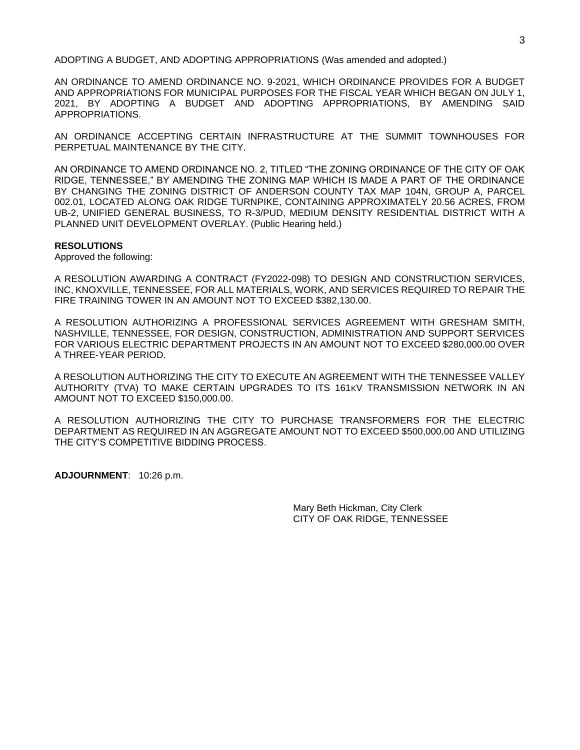ADOPTING A BUDGET, AND ADOPTING APPROPRIATIONS (Was amended and adopted.)

AN ORDINANCE TO AMEND ORDINANCE NO. 9-2021, WHICH ORDINANCE PROVIDES FOR A BUDGET AND APPROPRIATIONS FOR MUNICIPAL PURPOSES FOR THE FISCAL YEAR WHICH BEGAN ON JULY 1, 2021, BY ADOPTING A BUDGET AND ADOPTING APPROPRIATIONS, BY AMENDING SAID APPROPRIATIONS.

AN ORDINANCE ACCEPTING CERTAIN INFRASTRUCTURE AT THE SUMMIT TOWNHOUSES FOR PERPETUAL MAINTENANCE BY THE CITY.

AN ORDINANCE TO AMEND ORDINANCE NO. 2, TITLED "THE ZONING ORDINANCE OF THE CITY OF OAK RIDGE, TENNESSEE," BY AMENDING THE ZONING MAP WHICH IS MADE A PART OF THE ORDINANCE BY CHANGING THE ZONING DISTRICT OF ANDERSON COUNTY TAX MAP 104N, GROUP A, PARCEL 002.01, LOCATED ALONG OAK RIDGE TURNPIKE, CONTAINING APPROXIMATELY 20.56 ACRES, FROM UB-2, UNIFIED GENERAL BUSINESS, TO R-3/PUD, MEDIUM DENSITY RESIDENTIAL DISTRICT WITH A PLANNED UNIT DEVELOPMENT OVERLAY. (Public Hearing held.)

**RESOLUTIONS**
Approved the following:

A RESOLUTION AWARDING A CONTRACT (FY2022-098) TO DESIGN AND CONSTRUCTION SERVICES, INC, KNOXVILLE, TENNESSEE, FOR ALL MATERIALS, WORK, AND SERVICES REQUIRED TO REPAIR THE FIRE TRAINING TOWER IN AN AMOUNT NOT TO EXCEED $382,130.00.

A RESOLUTION AUTHORIZING A PROFESSIONAL SERVICES AGREEMENT WITH GRESHAM SMITH, NASHVILLE, TENNESSEE, FOR DESIGN, CONSTRUCTION, ADMINISTRATION AND SUPPORT SERVICES FOR VARIOUS ELECTRIC DEPARTMENT PROJECTS IN AN AMOUNT NOT TO EXCEED $280,000.00 OVER A THREE-YEAR PERIOD.

A RESOLUTION AUTHORIZING THE CITY TO EXECUTE AN AGREEMENT WITH THE TENNESSEE VALLEY AUTHORITY (TVA) TO MAKE CERTAIN UPGRADES TO ITS 161KV TRANSMISSION NETWORK IN AN AMOUNT NOT TO EXCEED $150,000.00.

A RESOLUTION AUTHORIZING THE CITY TO PURCHASE TRANSFORMERS FOR THE ELECTRIC DEPARTMENT AS REQUIRED IN AN AGGREGATE AMOUNT NOT TO EXCEED $500,000.00 AND UTILIZING THE CITY'S COMPETITIVE BIDDING PROCESS.

**ADJOURNMENT**: 10:26 p.m.

Mary Beth Hickman, City Clerk
CITY OF OAK RIDGE, TENNESSEE